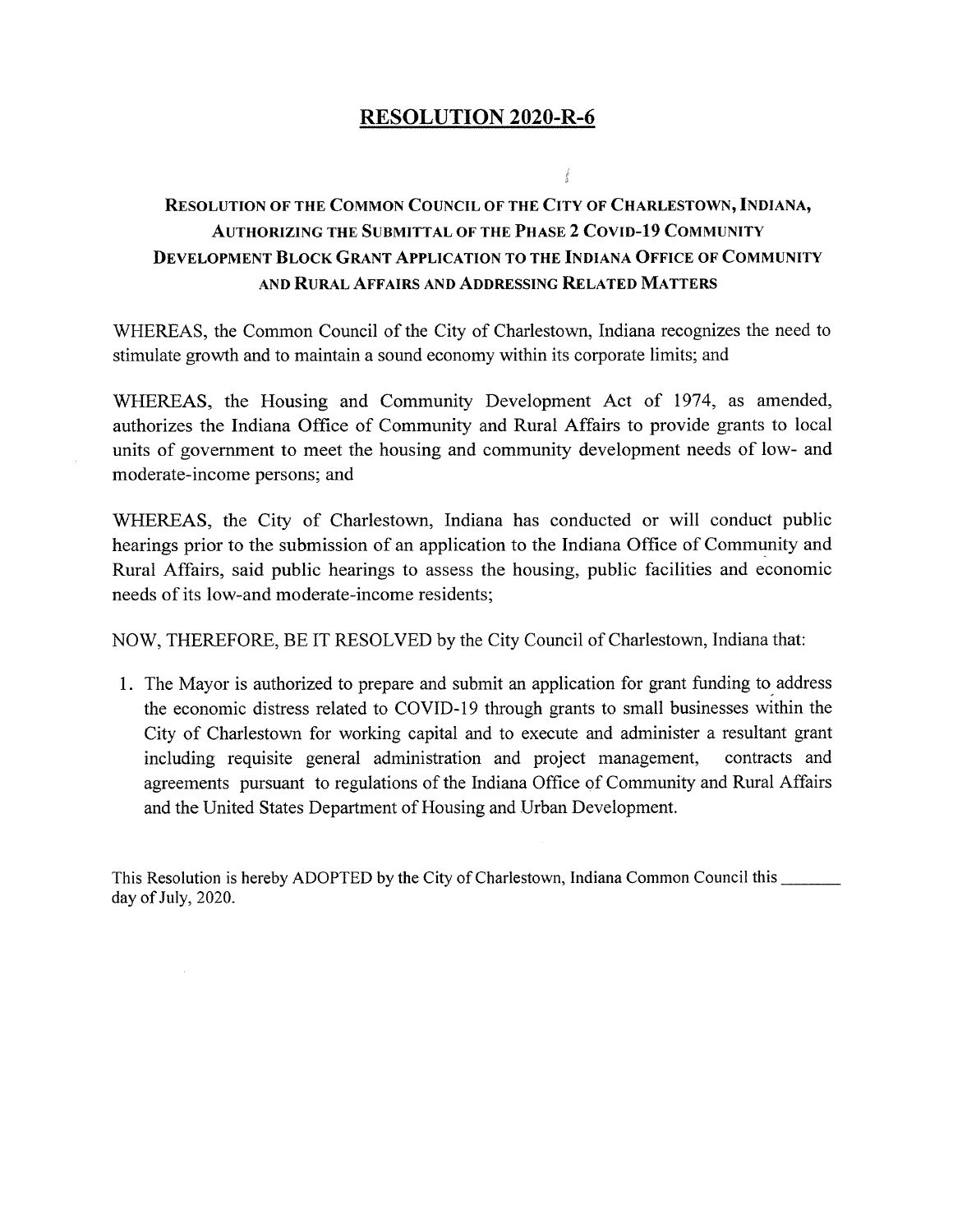# RESOLUTION 2020-R-6

## RESOLUTION OF THE COMMON COUNCIL OF THE CITY OF CHARLESTOWN, INDIANA, AUTHORIZING THE SUBMITTAL OF THE PHASE 2 COVID-19 COMMUNITY DEVELOPMENT BLOCK GRANT APPLICATION TO THE INDIANA OFFICE OF COMMUNITY AND RURAL AFFAIRS AND ADDRESSING RELATED MATTERS

WHEREAS, the Common Council of the City of Charlestown, Indiana recognizes the need to stimulate growth and to maintain a sound economy within its corporate limits; and

WHEREAS, the Housing and Community Development Act of 1974, as amended, authorizes the Indiana Office of Community and Rural Affairs to provide grants to local units of government to meet the housing and community development needs of low- and moderate-income persons; and

WHEREAS, the City of Charlestown, Indiana has conducted or will conduct public hearings prior to the submission of an application to the Indiana Office of Community and Rural Affairs, said public hearings to assess the housing, public facilities and economic needs of its low-and moderate-income residents;

NOW, THEREFORE, BE IT RESOLVED by the City Council of Charlestown, Indiana that:

1. The Mayor is authorized to prepare and submit an application for grant funding to address the economic distress related to COVID-19 through grants to small businesses within the City of Charlestown for working capital and to execute and administer a resultant grant including requisite general administration and project management, contracts and agreements pursuant to regulations of the Indiana Office of Community and Rural Affairs and the United States Department of Housing and Urban Development.

This Resolution is hereby ADOPTED by the City of Charlestown, Indiana Common Council this _______ day of July, 2020.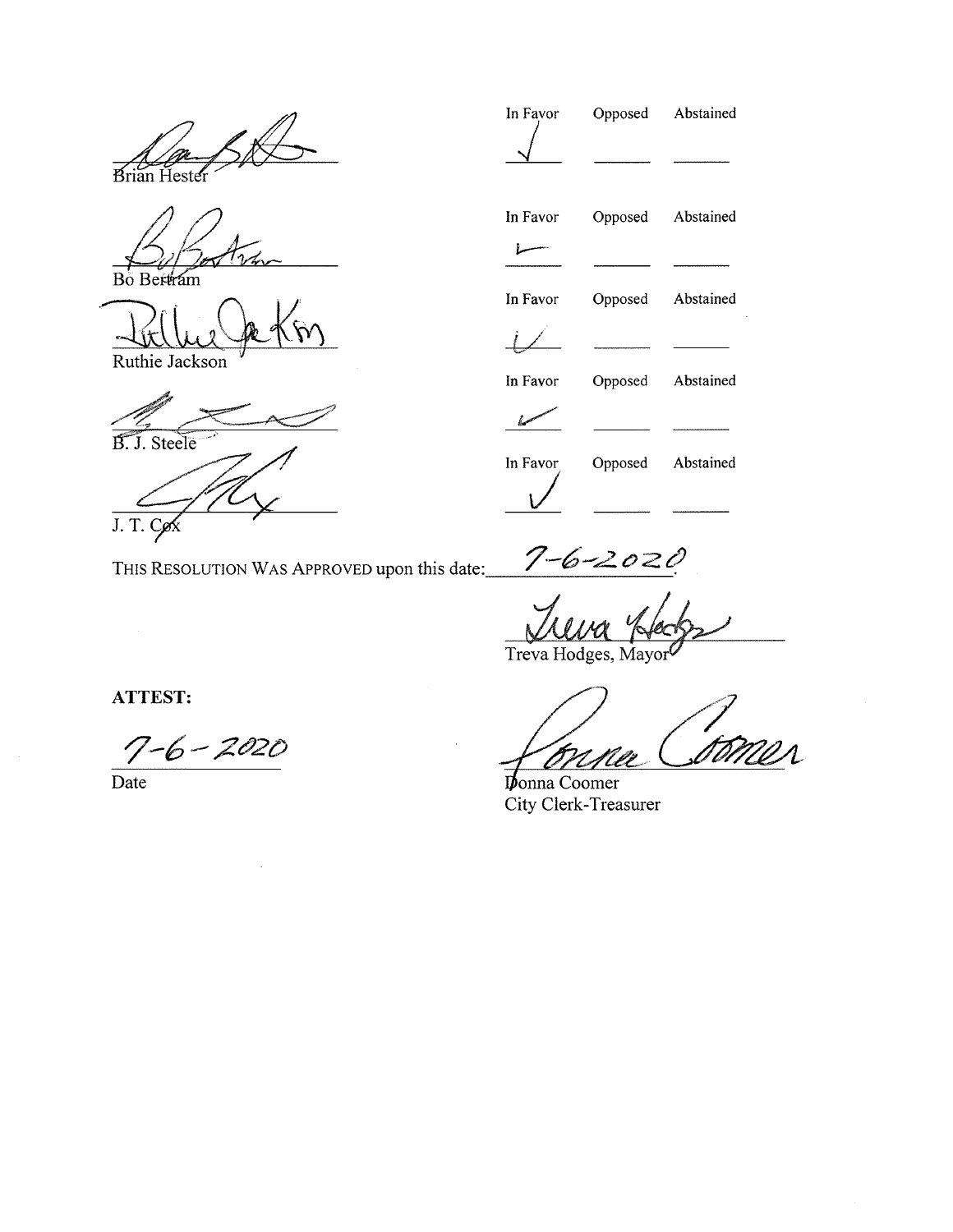| | In Favor | Opposed | Abstained |
|---|---|---|---|
| Brian Hester | ✓ | | |
| Bo Bertram | ✓ | | |
| Ruthie Jackson | ✓ | | |
| B. J. Steele | ✓ | | |
| J. T. Cox | ✓ | | |

THIS RESOLUTION WAS APPROVED upon this date: 7-6-2020.

Treva Hodges, Mayor

**ATTEST:**

7-6-2020
Date

Donna Coomer
City Clerk-Treasurer